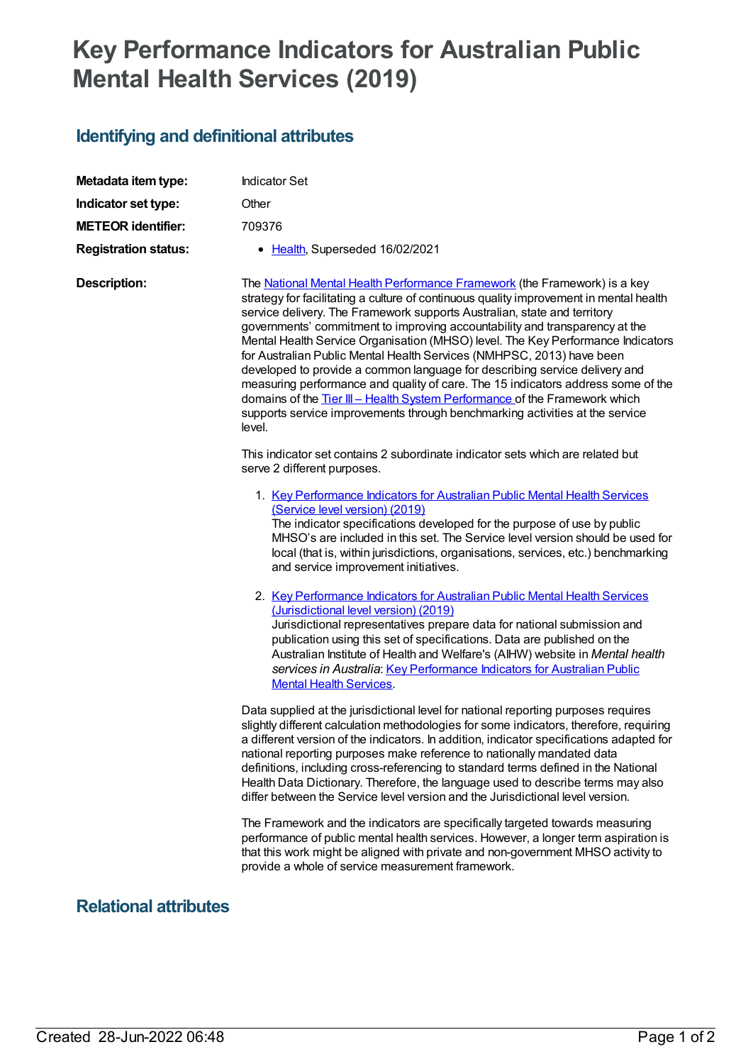# Key Performance Indicators for Australian Public Mental Health Services (2019)

## Identifying and definitional attributes

**Metadata item type:** Indicator Set

**Indicator set type:** Other

**METEOR identifier:** 709376

**Registration status:**
- Health, Superseded 16/02/2021

**Description:**

The National Mental Health Performance Framework (the Framework) is a key strategy for facilitating a culture of continuous quality improvement in mental health service delivery. The Framework supports Australian, state and territory governments' commitment to improving accountability and transparency at the Mental Health Service Organisation (MHSO) level. The Key Performance Indicators for Australian Public Mental Health Services (NMHPSC, 2013) have been developed to provide a common language for describing service delivery and measuring performance and quality of care. The 15 indicators address some of the domains of the Tier III – Health System Performance of the Framework which supports service improvements through benchmarking activities at the service level.

This indicator set contains 2 subordinate indicator sets which are related but serve 2 different purposes.

1. Key Performance Indicators for Australian Public Mental Health Services (Service level version) (2019)
   The indicator specifications developed for the purpose of use by public MHSO's are included in this set. The Service level version should be used for local (that is, within jurisdictions, organisations, services, etc.) benchmarking and service improvement initiatives.

2. Key Performance Indicators for Australian Public Mental Health Services (Jurisdictional level version) (2019)
   Jurisdictional representatives prepare data for national submission and publication using this set of specifications. Data are published on the Australian Institute of Health and Welfare's (AIHW) website in *Mental health services in Australia*: Key Performance Indicators for Australian Public Mental Health Services.

Data supplied at the jurisdictional level for national reporting purposes requires slightly different calculation methodologies for some indicators, therefore, requiring a different version of the indicators. In addition, indicator specifications adapted for national reporting purposes make reference to nationally mandated data definitions, including cross-referencing to standard terms defined in the National Health Data Dictionary. Therefore, the language used to describe terms may also differ between the Service level version and the Jurisdictional level version.

The Framework and the indicators are specifically targeted towards measuring performance of public mental health services. However, a longer term aspiration is that this work might be aligned with private and non-government MHSO activity to provide a whole of service measurement framework.

## Relational attributes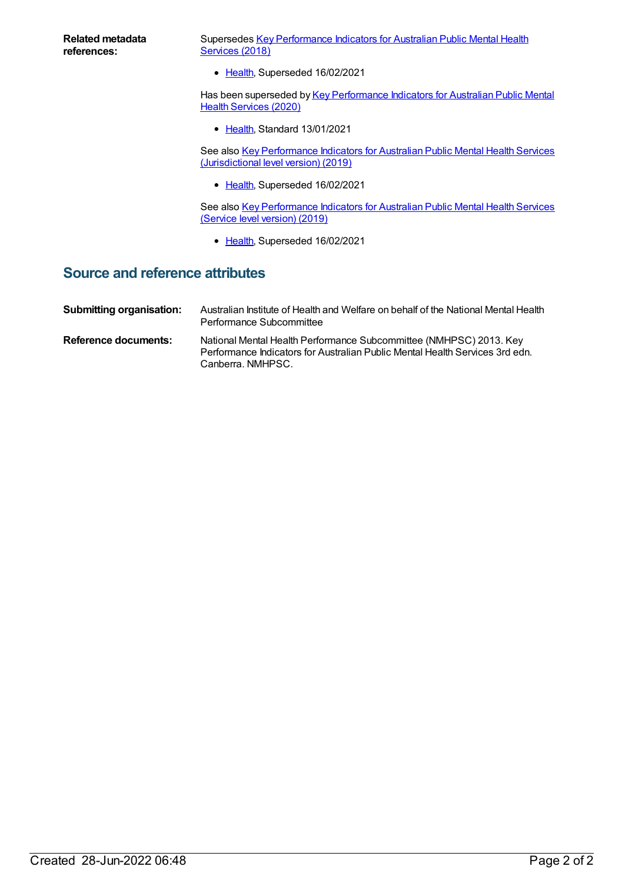**Related metadata references:**

Supersedes Key Performance Indicators for Australian Public Mental Health Services (2018)

- Health, Superseded 16/02/2021

Has been superseded by Key Performance Indicators for Australian Public Mental Health Services (2020)

- Health, Standard 13/01/2021

See also Key Performance Indicators for Australian Public Mental Health Services (Jurisdictional level version) (2019)

- Health, Superseded 16/02/2021

See also Key Performance Indicators for Australian Public Mental Health Services (Service level version) (2019)

- Health, Superseded 16/02/2021

## Source and reference attributes

**Submitting organisation:** Australian Institute of Health and Welfare on behalf of the National Mental Health Performance Subcommittee

**Reference documents:** National Mental Health Performance Subcommittee (NMHPSC) 2013. Key Performance Indicators for Australian Public Mental Health Services 3rd edn. Canberra. NMHPSC.